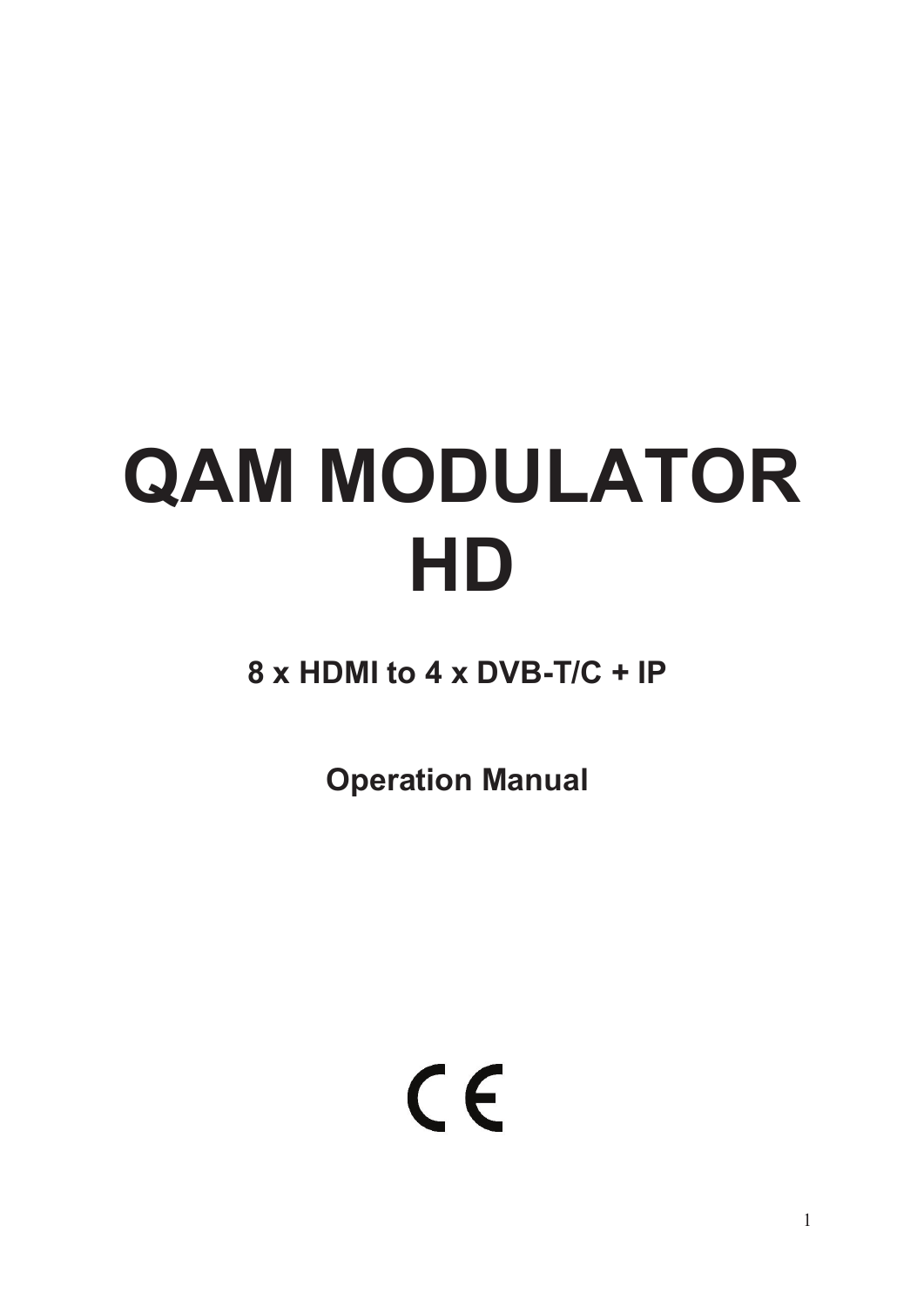# QAM MODULATOR HD

**8 x HDMI to 4 x DVB-T/C + IP**

**Operation Manual**

CE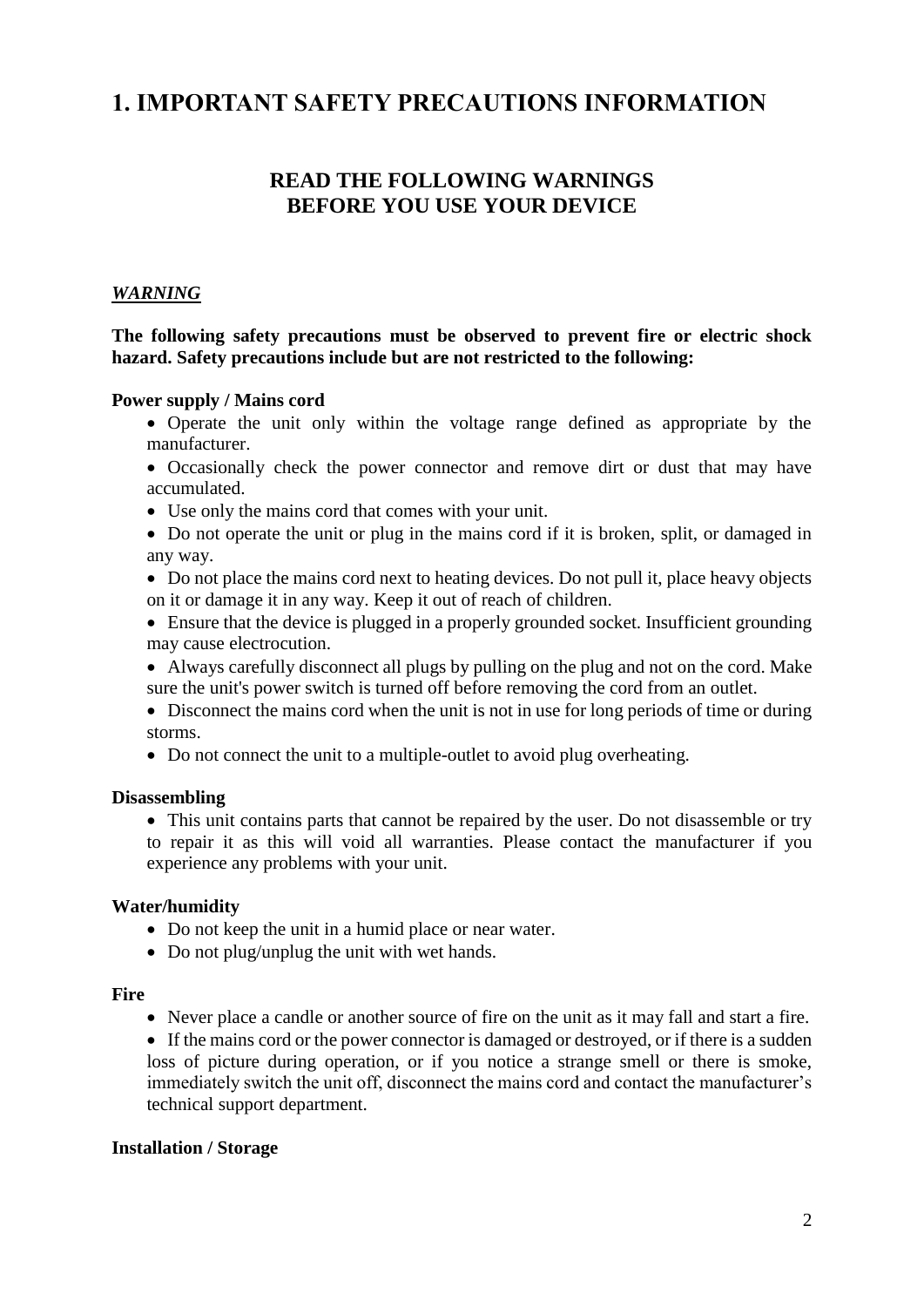# 1. IMPORTANT SAFETY PRECAUTIONS INFORMATION

## READ THE FOLLOWING WARNINGS BEFORE YOU USE YOUR DEVICE

***WARNING***

**The following safety precautions must be observed to prevent fire or electric shock hazard. Safety precautions include but are not restricted to the following:**

**Power supply / Mains cord**

- Operate the unit only within the voltage range defined as appropriate by the manufacturer.
- Occasionally check the power connector and remove dirt or dust that may have accumulated.
- Use only the mains cord that comes with your unit.
- Do not operate the unit or plug in the mains cord if it is broken, split, or damaged in any way.
- Do not place the mains cord next to heating devices. Do not pull it, place heavy objects on it or damage it in any way. Keep it out of reach of children.
- Ensure that the device is plugged in a properly grounded socket. Insufficient grounding may cause electrocution.
- Always carefully disconnect all plugs by pulling on the plug and not on the cord. Make sure the unit's power switch is turned off before removing the cord from an outlet.
- Disconnect the mains cord when the unit is not in use for long periods of time or during storms.
- Do not connect the unit to a multiple-outlet to avoid plug overheating.

**Disassembling**

- This unit contains parts that cannot be repaired by the user. Do not disassemble or try to repair it as this will void all warranties. Please contact the manufacturer if you experience any problems with your unit.

**Water/humidity**

- Do not keep the unit in a humid place or near water.
- Do not plug/unplug the unit with wet hands.

**Fire**

- Never place a candle or another source of fire on the unit as it may fall and start a fire.
- If the mains cord or the power connector is damaged or destroyed, or if there is a sudden loss of picture during operation, or if you notice a strange smell or there is smoke, immediately switch the unit off, disconnect the mains cord and contact the manufacturer's technical support department.

**Installation / Storage**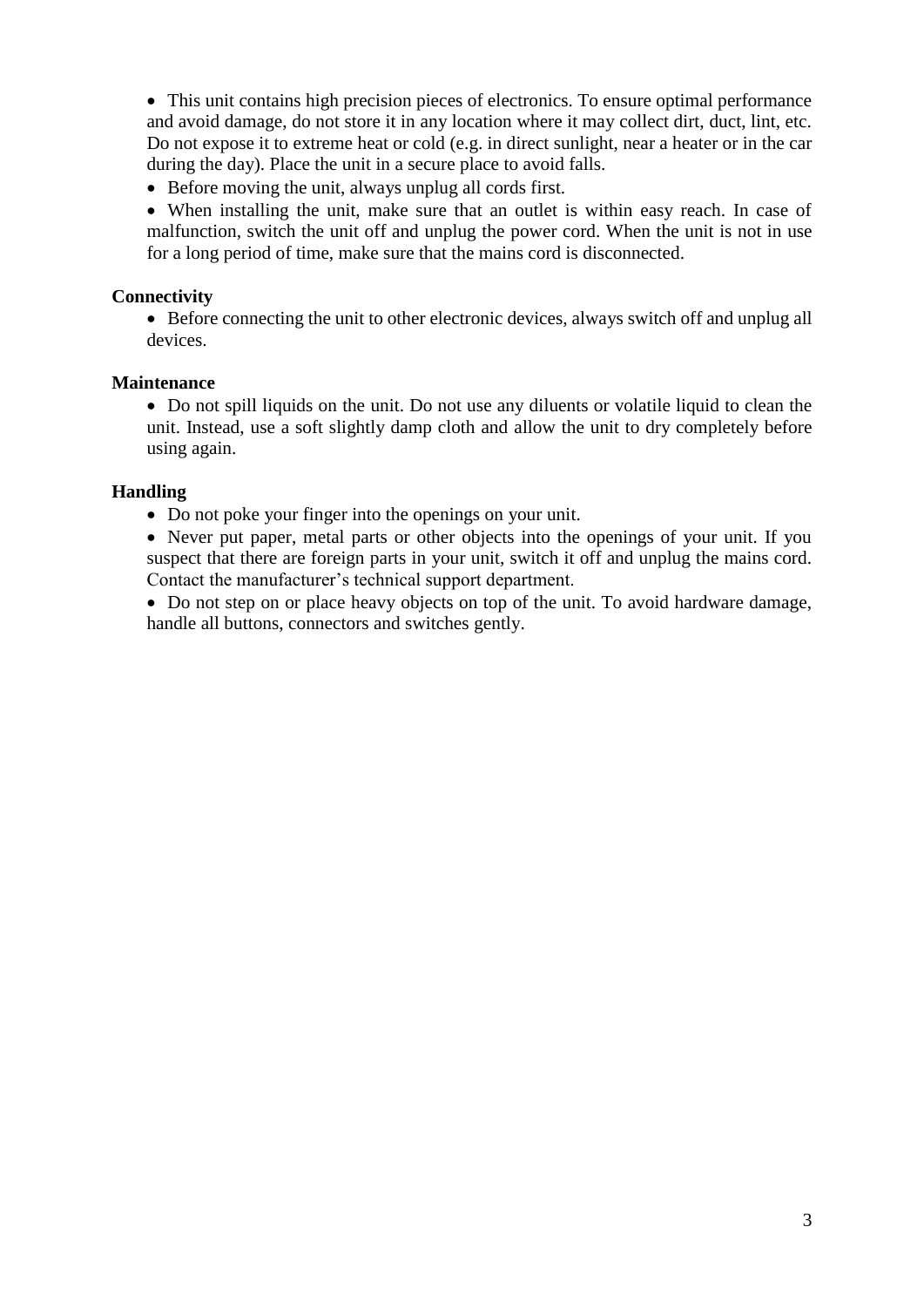- This unit contains high precision pieces of electronics. To ensure optimal performance and avoid damage, do not store it in any location where it may collect dirt, duct, lint, etc. Do not expose it to extreme heat or cold (e.g. in direct sunlight, near a heater or in the car during the day). Place the unit in a secure place to avoid falls.
- Before moving the unit, always unplug all cords first.
- When installing the unit, make sure that an outlet is within easy reach. In case of malfunction, switch the unit off and unplug the power cord. When the unit is not in use for a long period of time, make sure that the mains cord is disconnected.

**Connectivity**

- Before connecting the unit to other electronic devices, always switch off and unplug all devices.

**Maintenance**

- Do not spill liquids on the unit. Do not use any diluents or volatile liquid to clean the unit. Instead, use a soft slightly damp cloth and allow the unit to dry completely before using again.

**Handling**

- Do not poke your finger into the openings on your unit.
- Never put paper, metal parts or other objects into the openings of your unit. If you suspect that there are foreign parts in your unit, switch it off and unplug the mains cord. Contact the manufacturer's technical support department.
- Do not step on or place heavy objects on top of the unit. To avoid hardware damage, handle all buttons, connectors and switches gently.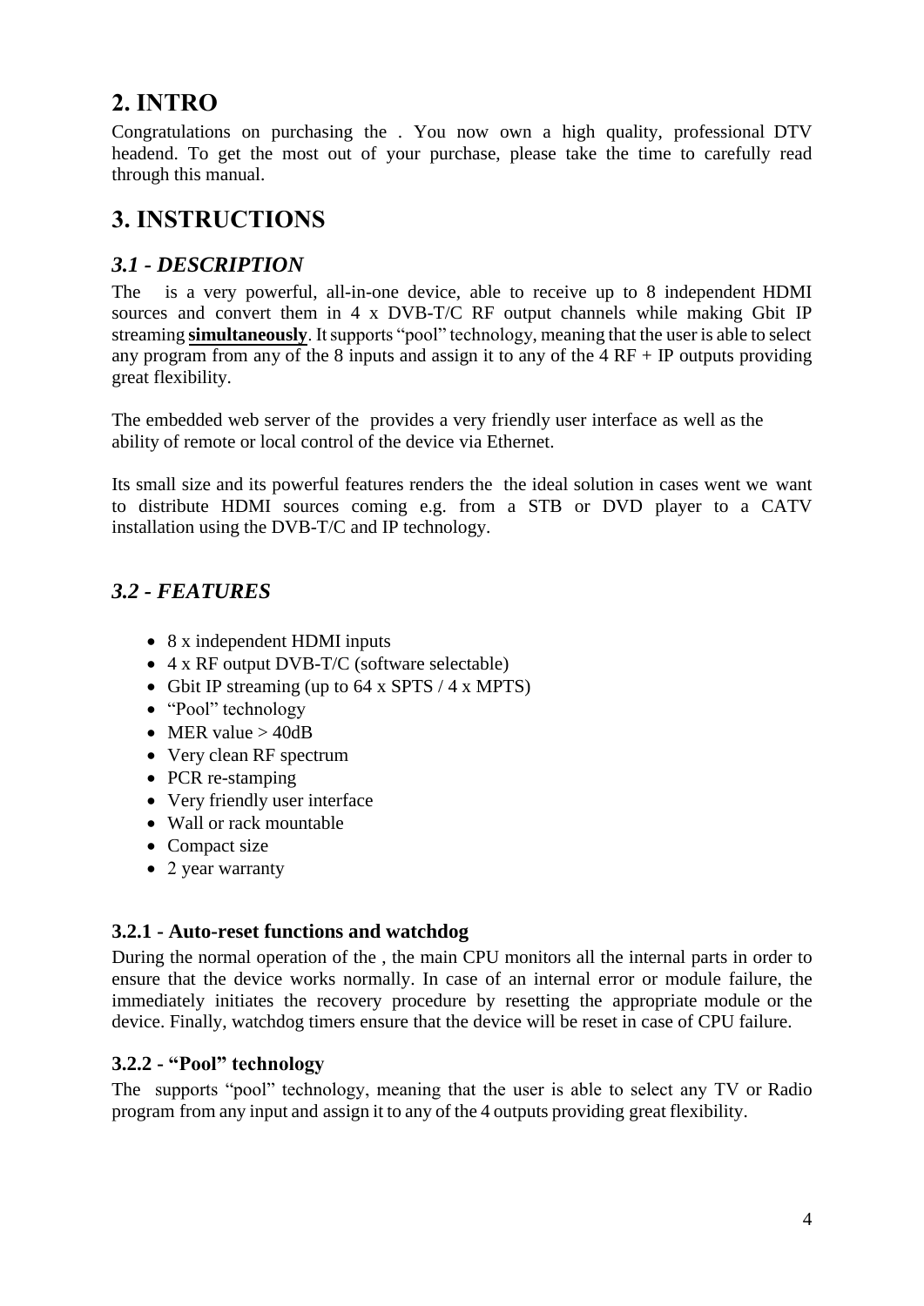## 2. INTRO

Congratulations on purchasing the . You now own a high quality, professional DTV headend. To get the most out of your purchase, please take the time to carefully read through this manual.

## 3. INSTRUCTIONS

### *3.1 - DESCRIPTION*

The  is a very powerful, all-in-one device, able to receive up to 8 independent HDMI sources and convert them in 4 x DVB-T/C RF output channels while making Gbit IP streaming **simultaneously**. It supports "pool" technology, meaning that the user is able to select any program from any of the 8 inputs and assign it to any of the 4 RF + IP outputs providing great flexibility.

The embedded web server of the  provides a very friendly user interface as well as the ability of remote or local control of the device via Ethernet.

Its small size and its powerful features renders the  the ideal solution in cases went we want to distribute HDMI sources coming e.g. from a STB or DVD player to a CATV installation using the DVB-T/C and IP technology.

### *3.2 - FEATURES*

- 8 x independent HDMI inputs
- 4 x RF output DVB-T/C (software selectable)
- Gbit IP streaming (up to 64 x SPTS / 4 x MPTS)
- "Pool" technology
- MER value > 40dB
- Very clean RF spectrum
- PCR re-stamping
- Very friendly user interface
- Wall or rack mountable
- Compact size
- 2 year warranty

#### 3.2.1 - Auto-reset functions and watchdog

During the normal operation of the , the main CPU monitors all the internal parts in order to ensure that the device works normally. In case of an internal error or module failure, the immediately initiates the recovery procedure by resetting the appropriate module or the device. Finally, watchdog timers ensure that the device will be reset in case of CPU failure.

#### 3.2.2 - "Pool" technology

The  supports "pool" technology, meaning that the user is able to select any TV or Radio program from any input and assign it to any of the 4 outputs providing great flexibility.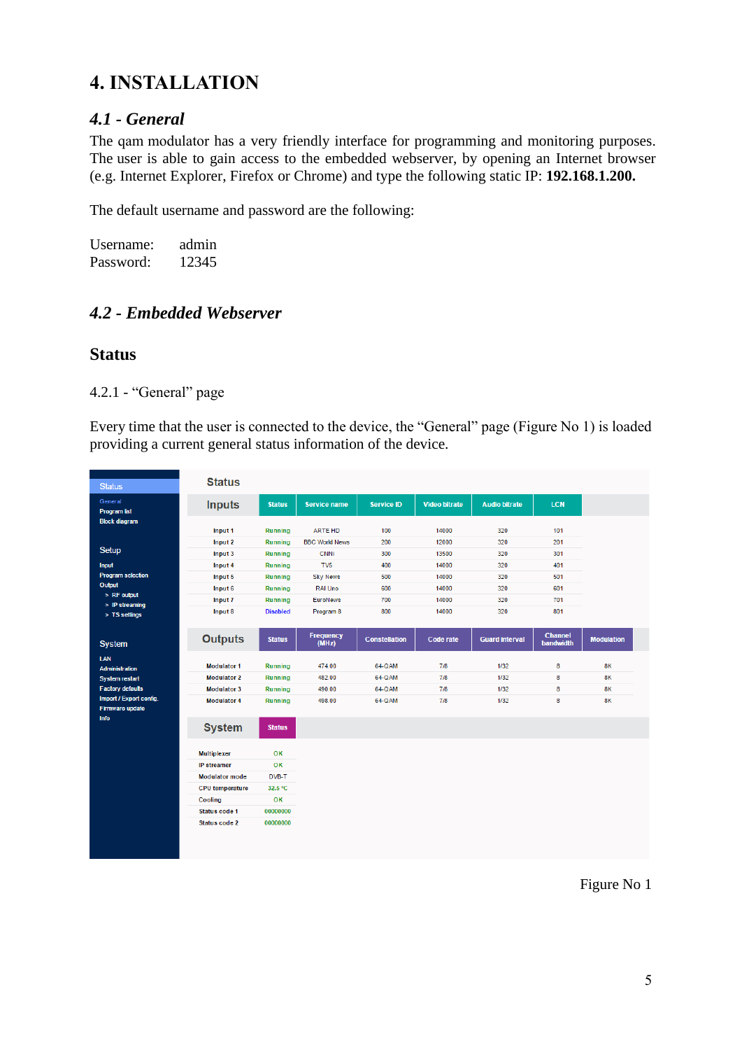# 4. INSTALLATION

## *4.1 - General*

The qam modulator has a very friendly interface for programming and monitoring purposes. The user is able to gain access to the embedded webserver, by opening an Internet browser (e.g. Internet Explorer, Firefox or Chrome) and type the following static IP: **192.168.1.200.**

The default username and password are the following:

Username: admin
Password: 12345

## *4.2 - Embedded Webserver*

### Status

4.2.1 - “General” page

Every time that the user is connected to the device, the “General” page (Figure No 1) is loaded providing a current general status information of the device.

Figure No 1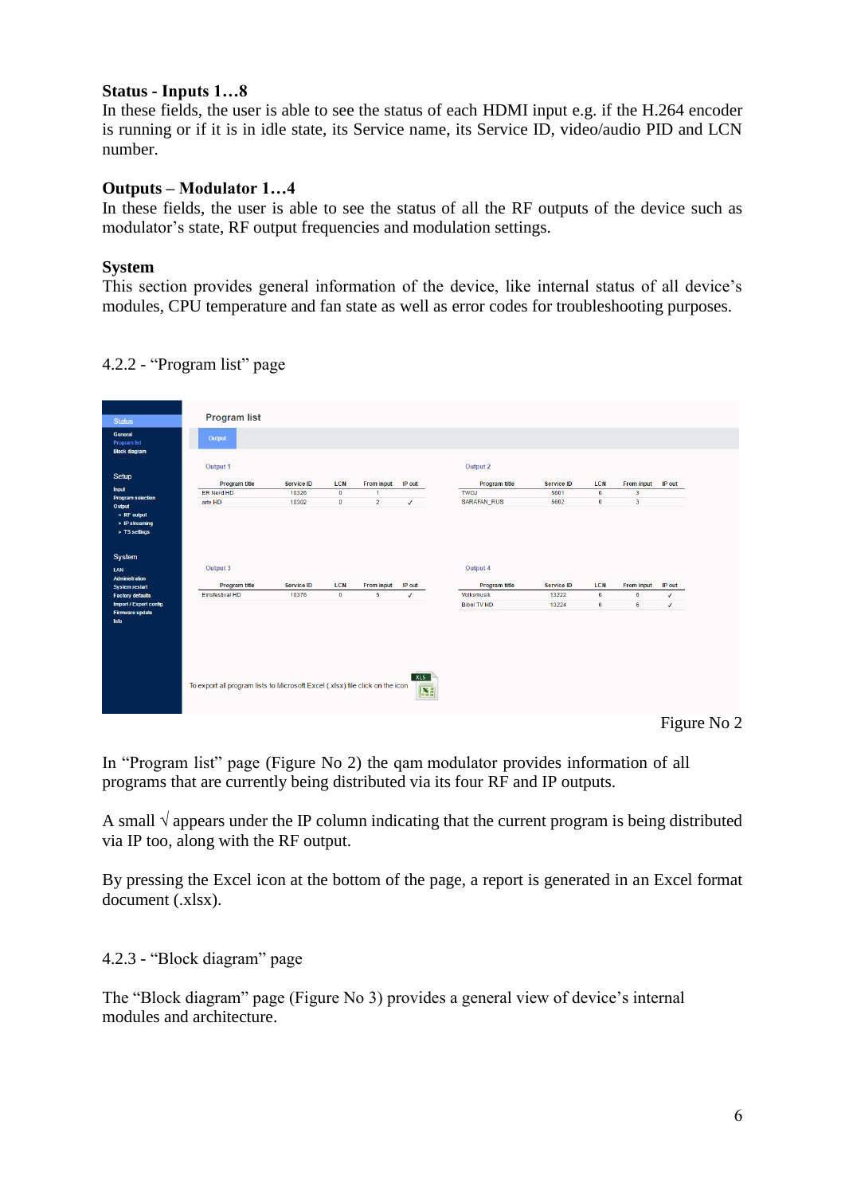**Status - Inputs 1…8**
In these fields, the user is able to see the status of each HDMI input e.g. if the H.264 encoder is running or if it is in idle state, its Service name, its Service ID, video/audio PID and LCN number.

**Outputs – Modulator 1…4**
In these fields, the user is able to see the status of all the RF outputs of the device such as modulator's state, RF output frequencies and modulation settings.

**System**
This section provides general information of the device, like internal status of all device's modules, CPU temperature and fan state as well as error codes for troubleshooting purposes.

4.2.2 - "Program list" page

Figure No 2

In "Program list" page (Figure No 2) the qam modulator provides information of all programs that are currently being distributed via its four RF and IP outputs.

A small √ appears under the IP column indicating that the current program is being distributed via IP too, along with the RF output.

By pressing the Excel icon at the bottom of the page, a report is generated in an Excel format document (.xlsx).

4.2.3 - "Block diagram" page

The "Block diagram" page (Figure No 3) provides a general view of device's internal modules and architecture.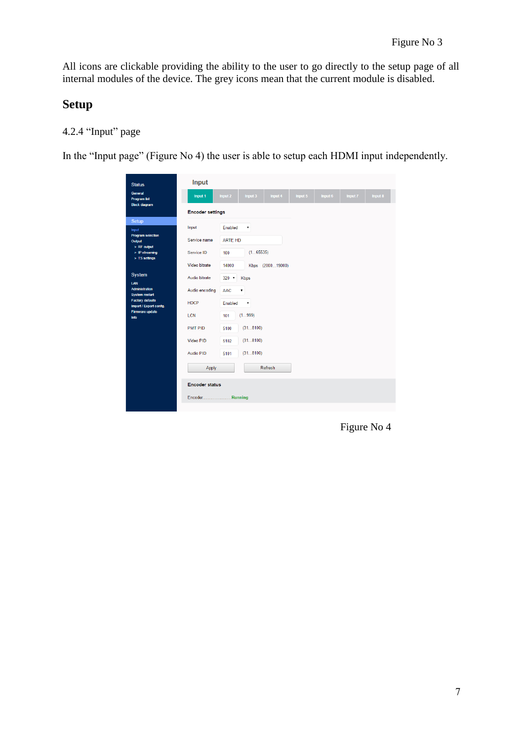Figure No 3

All icons are clickable providing the ability to the user to go directly to the setup page of all internal modules of the device. The grey icons mean that the current module is disabled.

## Setup

4.2.4 “Input” page

In the “Input page” (Figure No 4) the user is able to setup each HDMI input independently.

Figure No 4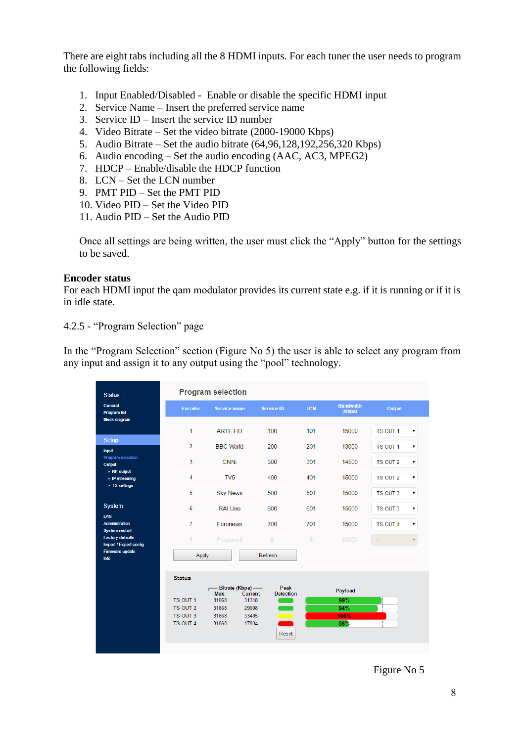There are eight tabs including all the 8 HDMI inputs. For each tuner the user needs to program the following fields:

1. Input Enabled/Disabled - Enable or disable the specific HDMI input
2. Service Name – Insert the preferred service name
3. Service ID – Insert the service ID number
4. Video Bitrate – Set the video bitrate (2000-19000 Kbps)
5. Audio Bitrate – Set the audio bitrate (64,96,128,192,256,320 Kbps)
6. Audio encoding – Set the audio encoding (AAC, AC3, MPEG2)
7. HDCP – Enable/disable the HDCP function
8. LCN – Set the LCN number
9. PMT PID – Set the PMT PID
10. Video PID – Set the Video PID
11. Audio PID – Set the Audio PID

Once all settings are being written, the user must click the “Apply” button for the settings to be saved.

**Encoder status**
For each HDMI input the qam modulator provides its current state e.g. if it is running or if it is in idle state.

4.2.5 - “Program Selection” page

In the “Program Selection” section (Figure No 5) the user is able to select any program from any input and assign it to any output using the “pool” technology.

**Program selection**

| Encoder | Service name | Service ID | LCN | Bandwidth (Kbps) | Output |
|---|---|---|---|---|---|
| 1 | ARTE HD | 100 | 101 | 15000 | TS OUT 1 |
| 2 | BBC World | 200 | 201 | 13000 | TS OUT 1 |
| 3 | CNNi | 300 | 301 | 14500 | TS OUT 2 |
| 4 | TV5 | 400 | 401 | 15000 | TS OUT 2 |
| 5 | Sky News | 500 | 501 | 15000 | TS OUT 3 |
| 6 | RAI Uno | 600 | 601 | 15000 | TS OUT 3 |
| 7 | Euronews | 700 | 701 | 15000 | TS OUT 4 |
| 8 | Program 8 | 8 | 8 | 15000 | - |

Apply | Refresh

**Status**

| | Bitrate (Kbps) Max. | Bitrate (Kbps) Current | Peak Detection | Payload |
|---|---|---|---|---|
| TS OUT 1 | 31668 | 31318 | | 99% |
| TS OUT 2 | 31668 | 29908 | | 94% |
| TS OUT 3 | 31668 | 33405 | | 105% |
| TS OUT 4 | 31668 | 17834 | | 56% |

Reset

Figure No 5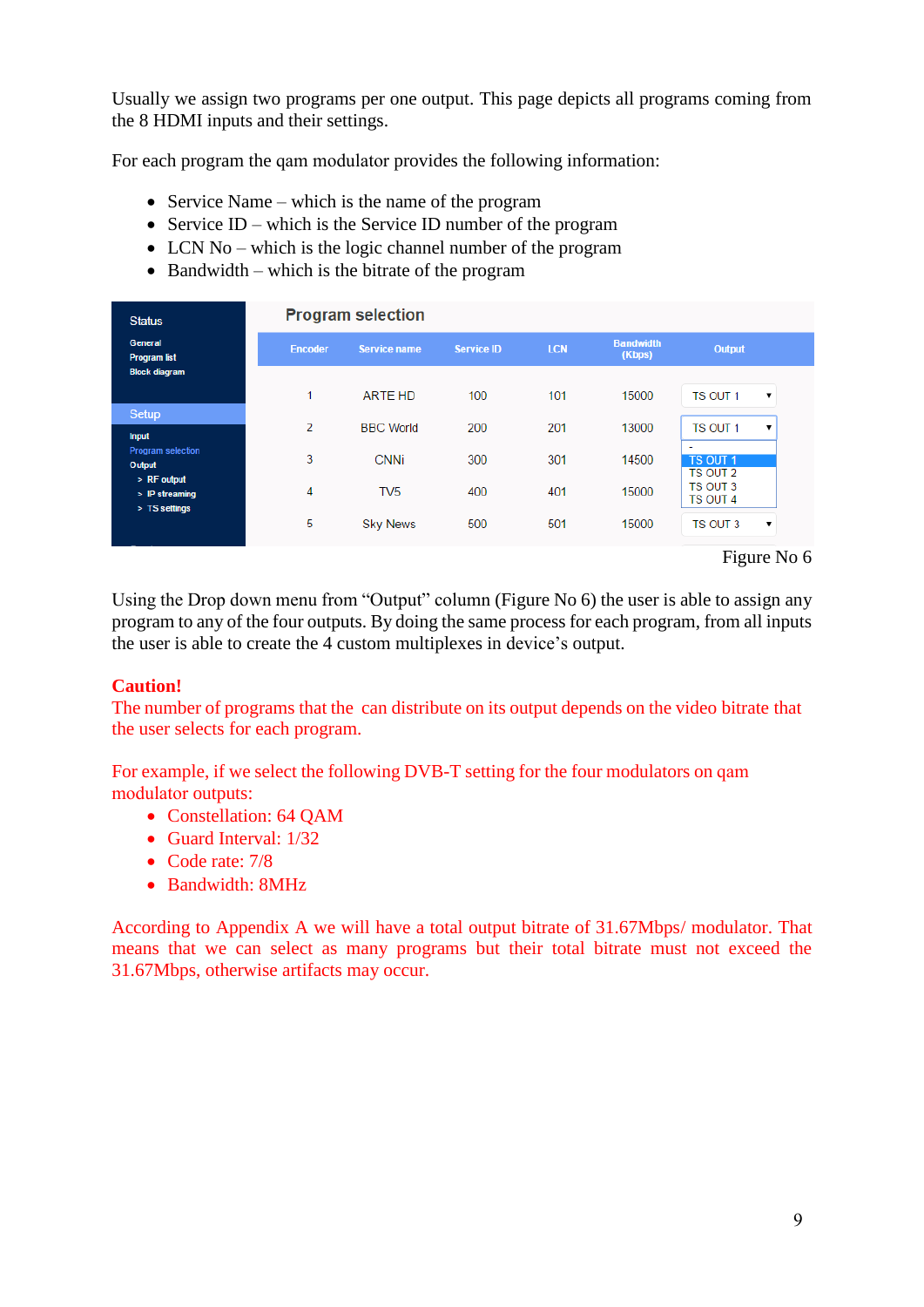Usually we assign two programs per one output. This page depicts all programs coming from the 8 HDMI inputs and their settings.

For each program the qam modulator provides the following information:

- Service Name – which is the name of the program
- Service ID – which is the Service ID number of the program
- LCN No – which is the logic channel number of the program
- Bandwidth – which is the bitrate of the program

**Program selection**

| Encoder | Service name | Service ID | LCN | Bandwidth (Kbps) | Output |
|---|---|---|---|---|---|
| 1 | ARTE HD | 100 | 101 | 15000 | TS OUT 1 |
| 2 | BBC World | 200 | 201 | 13000 | TS OUT 1 |
| 3 | CNNi | 300 | 301 | 14500 | |
| 4 | TV5 | 400 | 401 | 15000 | |
| 5 | Sky News | 500 | 501 | 15000 | TS OUT 3 |

Figure No 6

Using the Drop down menu from "Output" column (Figure No 6) the user is able to assign any program to any of the four outputs. By doing the same process for each program, from all inputs the user is able to create the 4 custom multiplexes in device's output.

**Caution!**
The number of programs that the can distribute on its output depends on the video bitrate that the user selects for each program.

For example, if we select the following DVB-T setting for the four modulators on qam modulator outputs:

- Constellation: 64 QAM
- Guard Interval: 1/32
- Code rate: 7/8
- Bandwidth: 8MHz

According to Appendix A we will have a total output bitrate of 31.67Mbps/ modulator. That means that we can select as many programs but their total bitrate must not exceed the 31.67Mbps, otherwise artifacts may occur.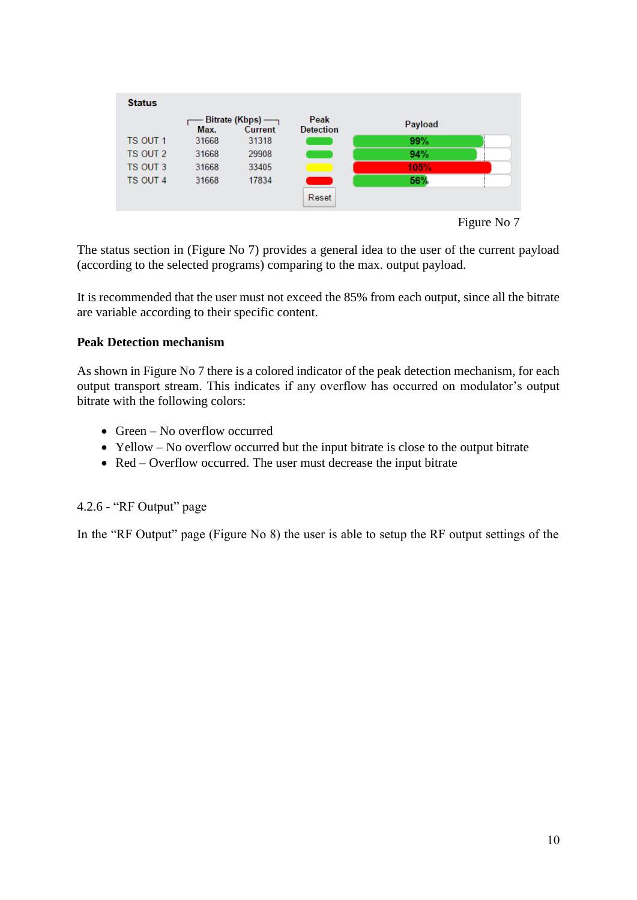**Status**

| | Bitrate (Kbps) | | Peak Detection | Payload |
|---|---|---|---|---|
| | Max. | Current | | |
| TS OUT 1 | 31668 | 31318 | Green | 99% |
| TS OUT 2 | 31668 | 29908 | Green | 94% |
| TS OUT 3 | 31668 | 33405 | Yellow | 105% |
| TS OUT 4 | 31668 | 17834 | Red | 56% |
| | | | Reset | |

Figure No 7

The status section in (Figure No 7) provides a general idea to the user of the current payload (according to the selected programs) comparing to the max. output payload.

It is recommended that the user must not exceed the 85% from each output, since all the bitrate are variable according to their specific content.

**Peak Detection mechanism**

As shown in Figure No 7 there is a colored indicator of the peak detection mechanism, for each output transport stream. This indicates if any overflow has occurred on modulator's output bitrate with the following colors:

- Green – No overflow occurred
- Yellow – No overflow occurred but the input bitrate is close to the output bitrate
- Red – Overflow occurred. The user must decrease the input bitrate

4.2.6 - "RF Output" page

In the "RF Output" page (Figure No 8) the user is able to setup the RF output settings of the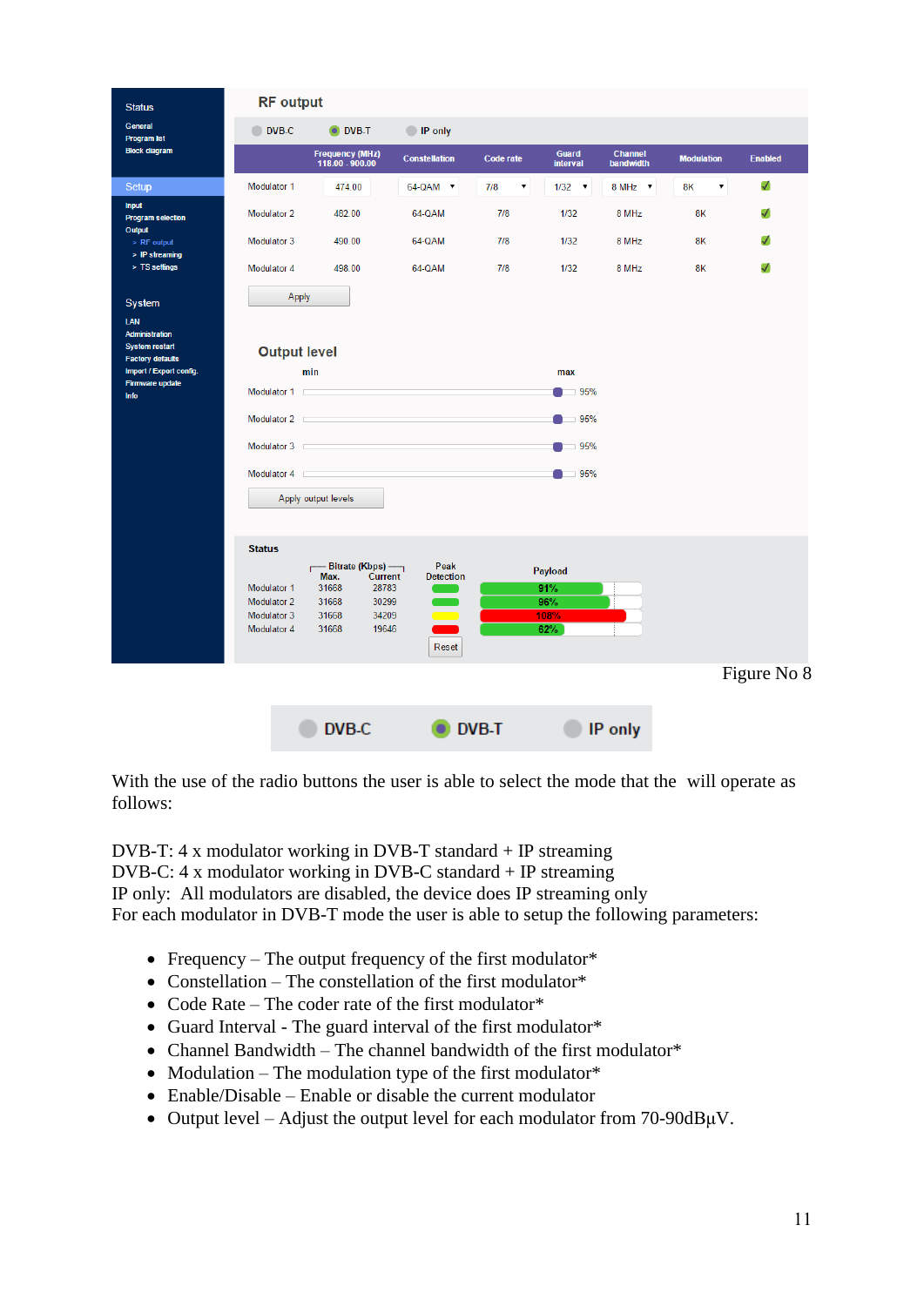Figure No 8

With the use of the radio buttons the user is able to select the mode that the  will operate as follows:

DVB-T: 4 x modulator working in DVB-T standard + IP streaming
DVB-C: 4 x modulator working in DVB-C standard + IP streaming
IP only:  All modulators are disabled, the device does IP streaming only
For each modulator in DVB-T mode the user is able to setup the following parameters:

- Frequency – The output frequency of the first modulator*
- Constellation – The constellation of the first modulator*
- Code Rate – The coder rate of the first modulator*
- Guard Interval - The guard interval of the first modulator*
- Channel Bandwidth – The channel bandwidth of the first modulator*
- Modulation – The modulation type of the first modulator*
- Enable/Disable – Enable or disable the current modulator
- Output level – Adjust the output level for each modulator from 70-90dBµV.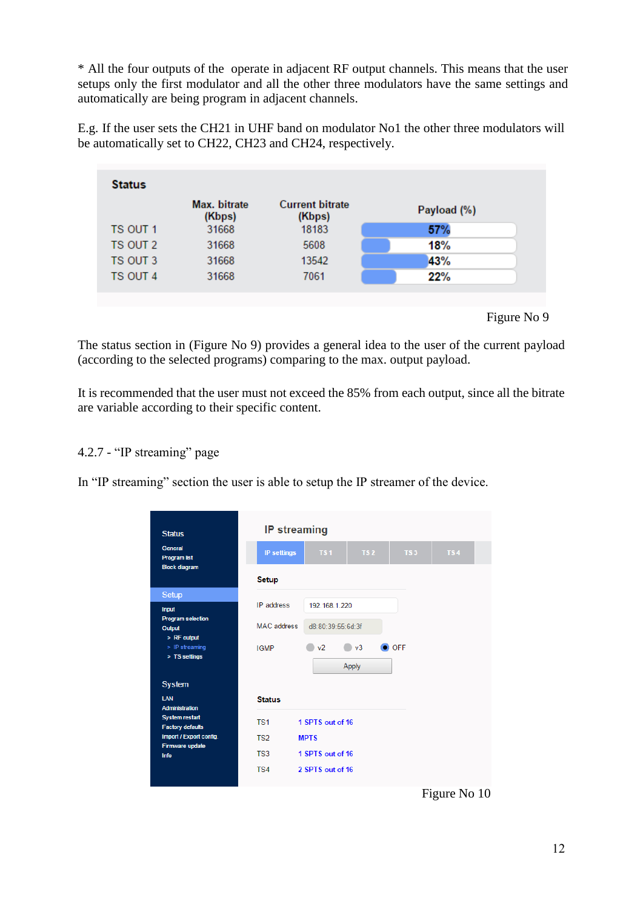* All the four outputs of the  operate in adjacent RF output channels. This means that the user setups only the first modulator and all the other three modulators have the same settings and automatically are being program in adjacent channels.

E.g. If the user sets the CH21 in UHF band on modulator No1 the other three modulators will be automatically set to CH22, CH23 and CH24, respectively.

**Status**

| | Max. bitrate (Kbps) | Current bitrate (Kbps) | Payload (%) |
|---|---|---|---|
| TS OUT 1 | 31668 | 18183 | 57% |
| TS OUT 2 | 31668 | 5608 | 18% |
| TS OUT 3 | 31668 | 13542 | 43% |
| TS OUT 4 | 31668 | 7061 | 22% |

Figure No 9

The status section in (Figure No 9) provides a general idea to the user of the current payload (according to the selected programs) comparing to the max. output payload.

It is recommended that the user must not exceed the 85% from each output, since all the bitrate are variable according to their specific content.

### 4.2.7 - "IP streaming" page

In "IP streaming" section the user is able to setup the IP streamer of the device.

Status
- General
- Program list
- Block diagram

Setup
- Input
- Program selection
- Output
  - > RF output
  - > IP streaming
  - > TS settings

System
- LAN
- Administration
- System restart
- Factory defaults
- Import / Export config.
- Firmware update
- Info

**IP streaming**

IP settings | TS 1 | TS 2 | TS 3 | TS 4

**Setup**

| | |
|---|---|
| IP address | 192.168.1.220 |
| MAC address | d8:80:39:55:6d:3f |
| IGMP | v2 / v3 / OFF |

Apply

**Status**

| | |
|---|---|
| TS1 | 1 SPTS out of 16 |
| TS2 | MPTS |
| TS3 | 1 SPTS out of 16 |
| TS4 | 2 SPTS out of 16 |

Figure No 10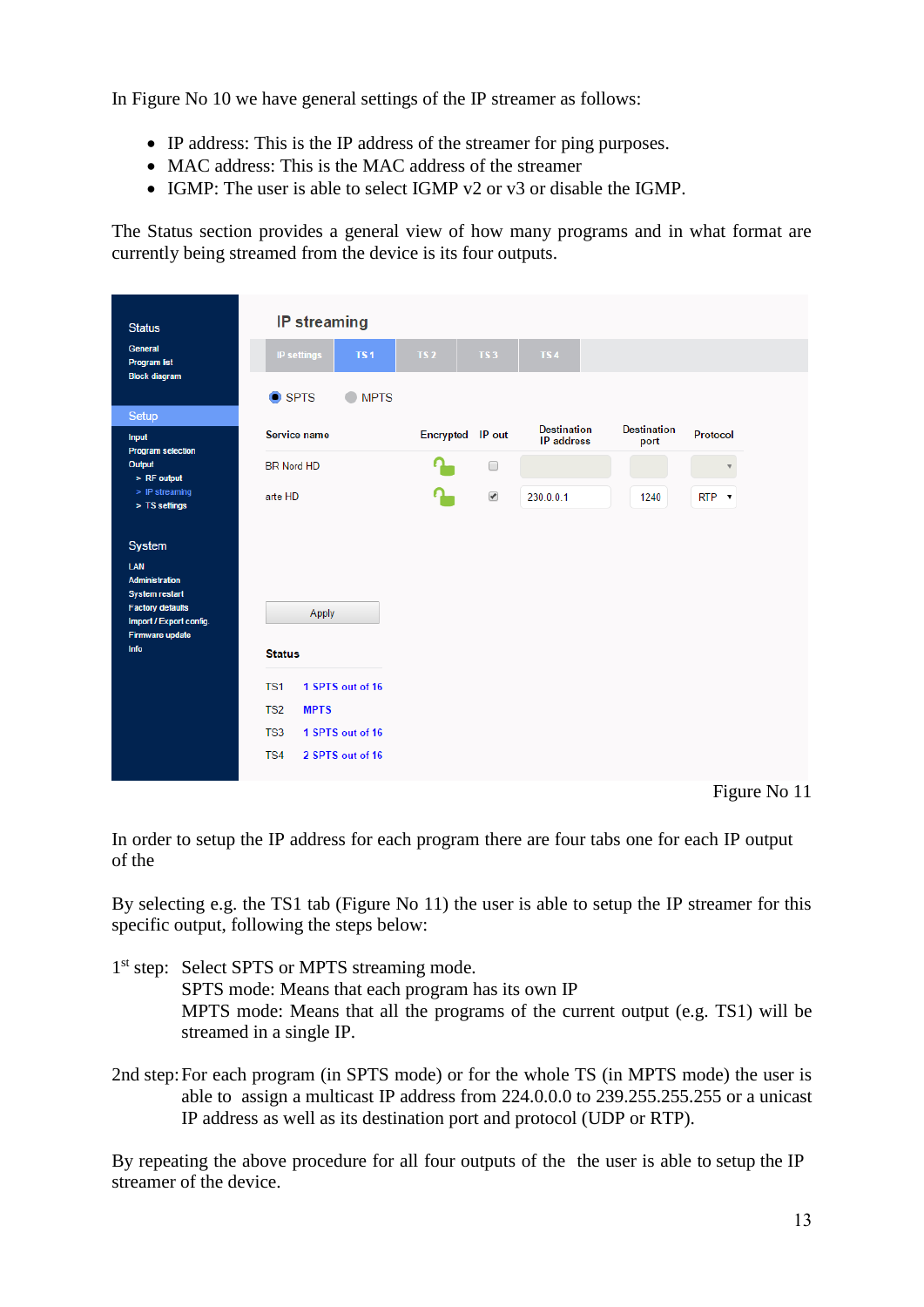In Figure No 10 we have general settings of the IP streamer as follows:

- IP address: This is the IP address of the streamer for ping purposes.
- MAC address: This is the MAC address of the streamer
- IGMP: The user is able to select IGMP v2 or v3 or disable the IGMP.

The Status section provides a general view of how many programs and in what format are currently being streamed from the device is its four outputs.

Figure No 11

In order to setup the IP address for each program there are four tabs one for each IP output of the

By selecting e.g. the TS1 tab (Figure No 11) the user is able to setup the IP streamer for this specific output, following the steps below:

1[st] step: Select SPTS or MPTS streaming mode.
SPTS mode: Means that each program has its own IP
MPTS mode: Means that all the programs of the current output (e.g. TS1) will be streamed in a single IP.

2nd step: For each program (in SPTS mode) or for the whole TS (in MPTS mode) the user is able to assign a multicast IP address from 224.0.0.0 to 239.255.255.255 or a unicast IP address as well as its destination port and protocol (UDP or RTP).

By repeating the above procedure for all four outputs of the the user is able to setup the IP streamer of the device.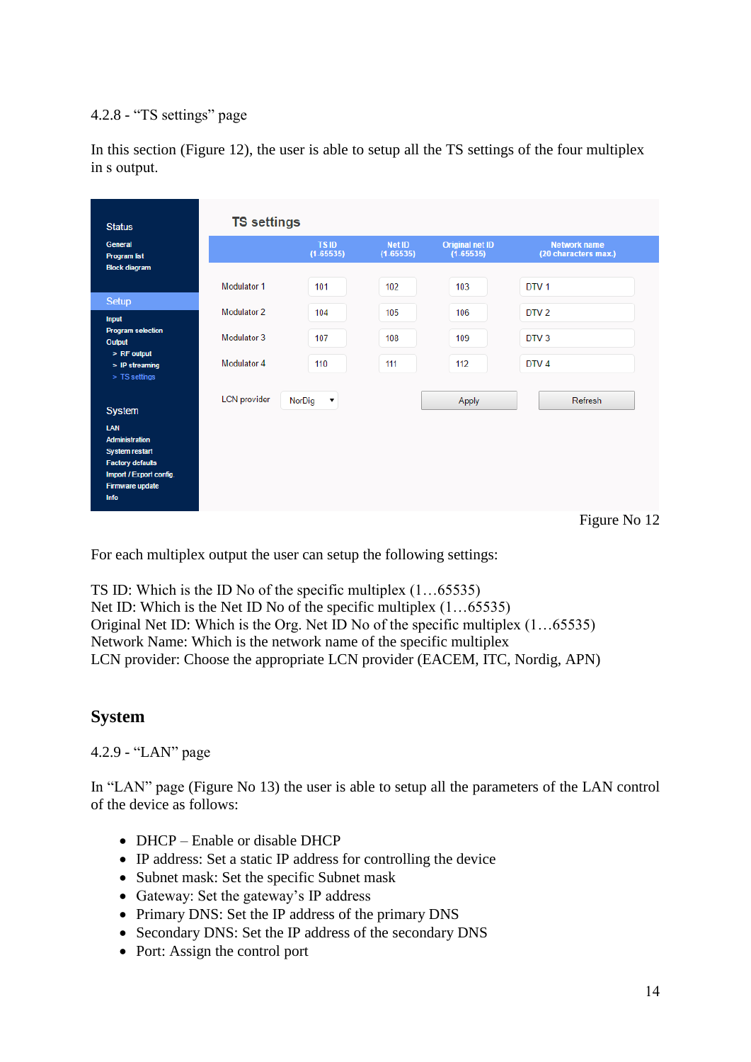4.2.8 - “TS settings” page

In this section (Figure 12), the user is able to setup all the TS settings of the four multiplex in s output.

Figure No 12

For each multiplex output the user can setup the following settings:

TS ID: Which is the ID No of the specific multiplex (1…65535)
Net ID: Which is the Net ID No of the specific multiplex (1…65535)
Original Net ID: Which is the Org. Net ID No of the specific multiplex (1…65535)
Network Name: Which is the network name of the specific multiplex
LCN provider: Choose the appropriate LCN provider (EACEM, ITC, Nordig, APN)

## System

4.2.9 - “LAN” page

In “LAN” page (Figure No 13) the user is able to setup all the parameters of the LAN control of the device as follows:

- DHCP – Enable or disable DHCP
- IP address: Set a static IP address for controlling the device
- Subnet mask: Set the specific Subnet mask
- Gateway: Set the gateway’s IP address
- Primary DNS: Set the IP address of the primary DNS
- Secondary DNS: Set the IP address of the secondary DNS
- Port: Assign the control port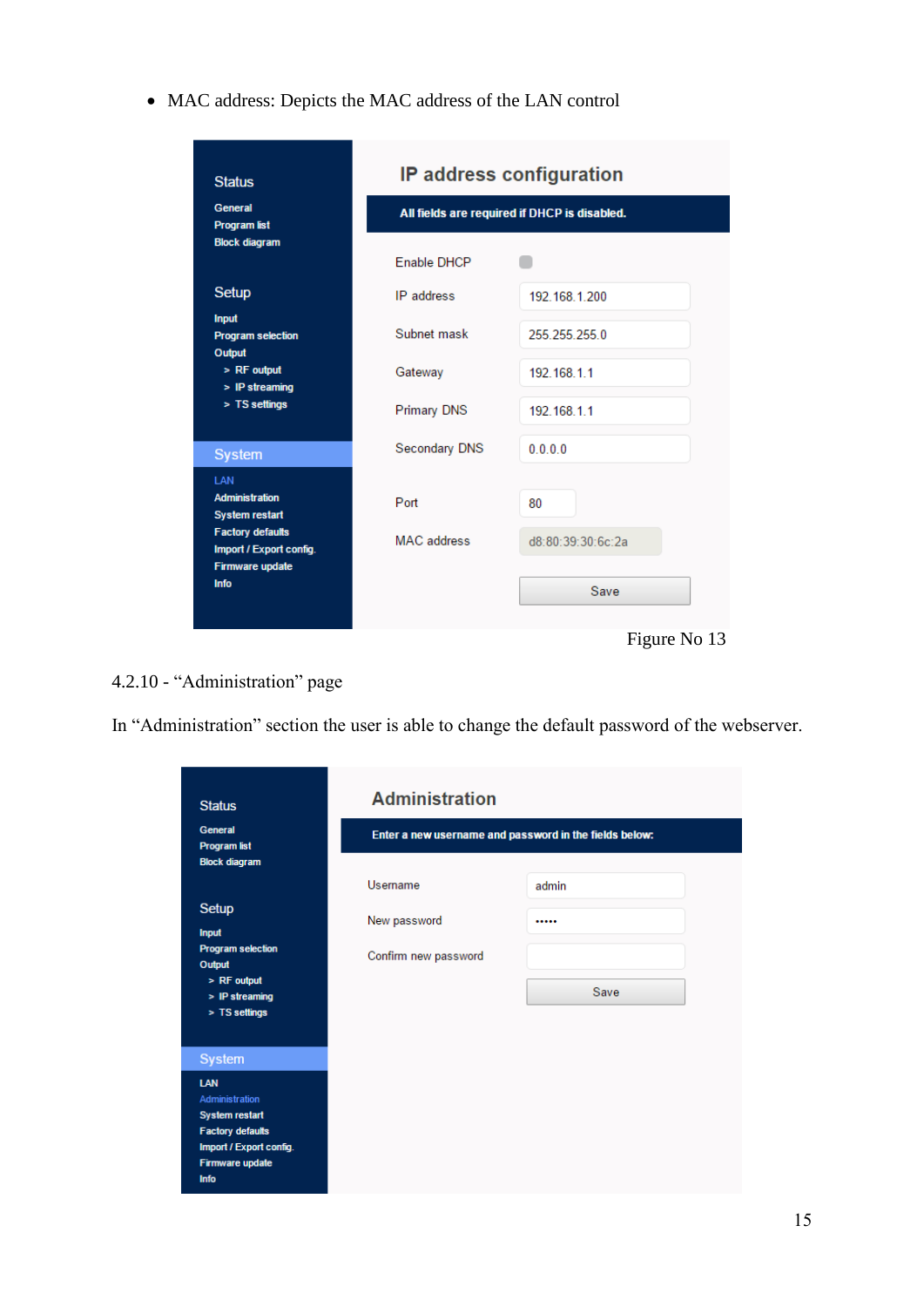- MAC address: Depicts the MAC address of the LAN control

Figure No 13

4.2.10 - "Administration" page

In "Administration" section the user is able to change the default password of the webserver.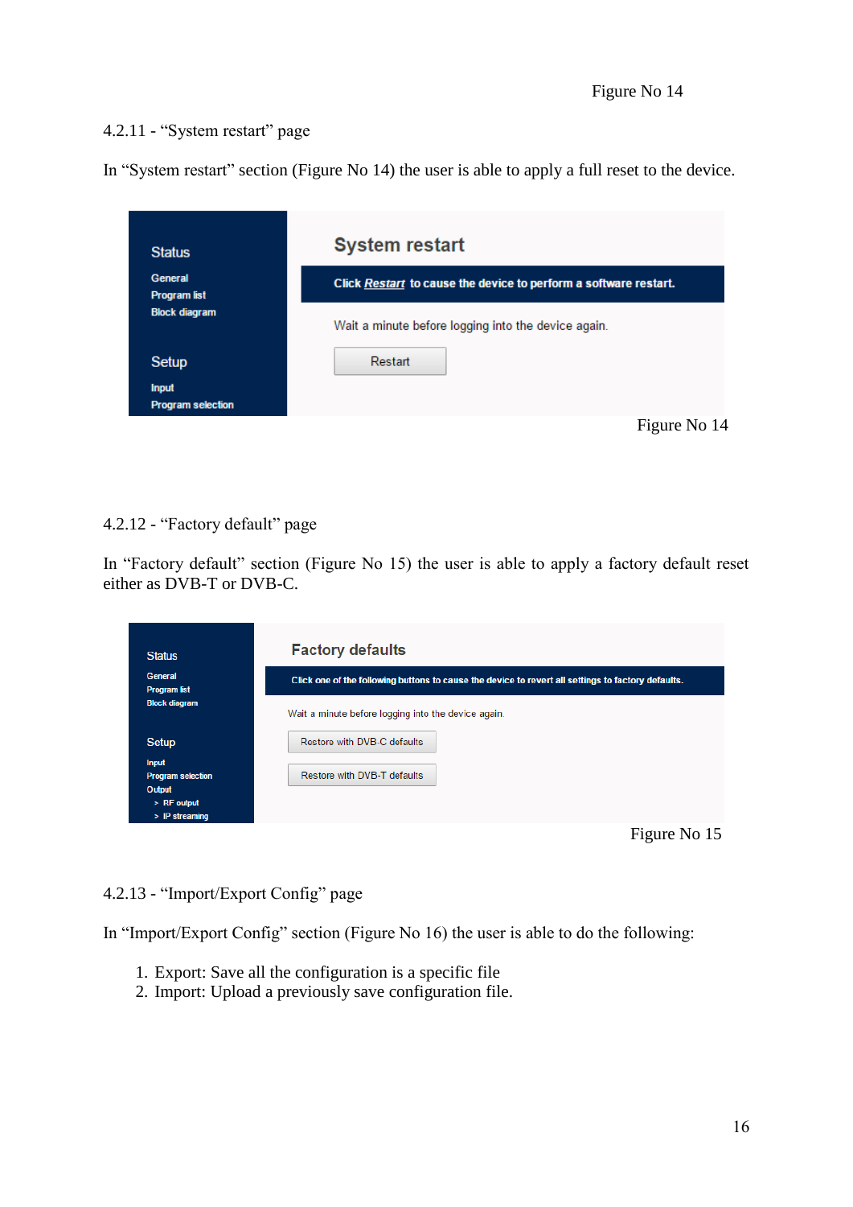Figure No 14

### 4.2.11 - “System restart” page

In “System restart” section (Figure No 14) the user is able to apply a full reset to the device.

Figure No 14

### 4.2.12 - “Factory default” page

In “Factory default” section (Figure No 15) the user is able to apply a factory default reset either as DVB-T or DVB-C.

Figure No 15

### 4.2.13 - “Import/Export Config” page

In “Import/Export Config” section (Figure No 16) the user is able to do the following:

1. Export: Save all the configuration is a specific file
2. Import: Upload a previously save configuration file.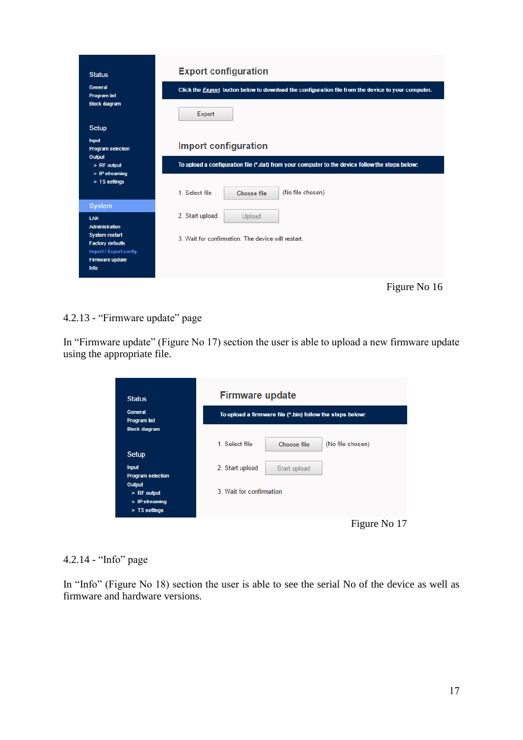Figure No 16

4.2.13 - “Firmware update” page

In “Firmware update” (Figure No 17) section the user is able to upload a new firmware update using the appropriate file.

Figure No 17

4.2.14 - “Info” page

In “Info” (Figure No 18) section the user is able to see the serial No of the device as well as firmware and hardware versions.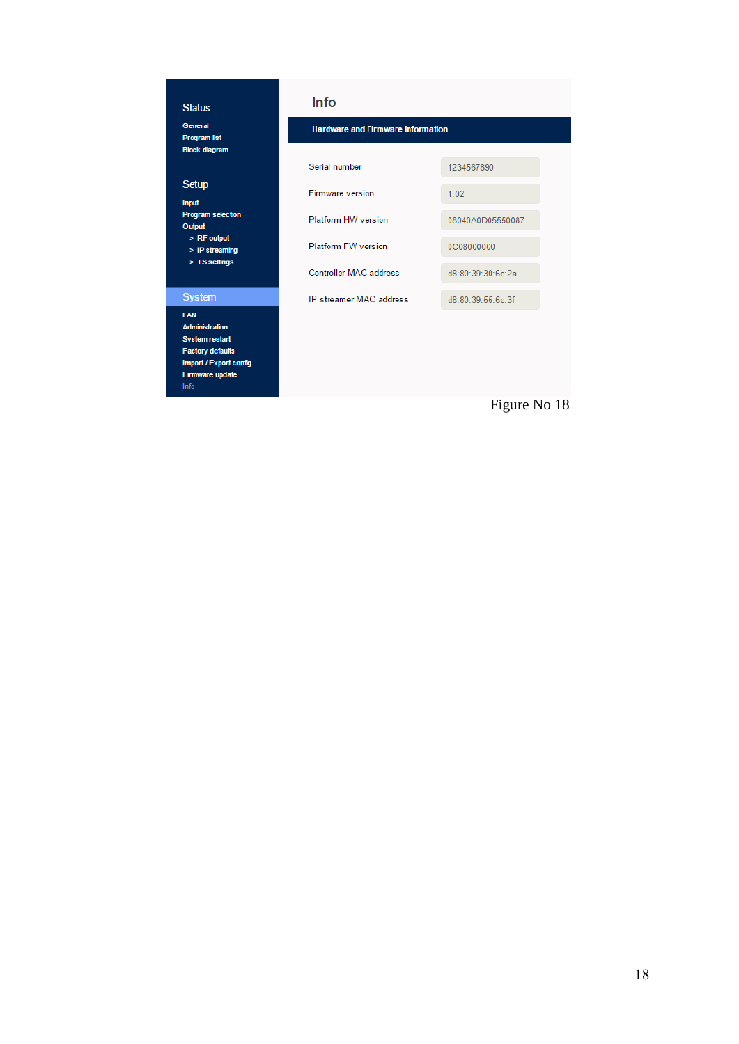Status

General
Program list
Block diagram

Setup

Input
Program selection
Output
> RF output
> IP streaming
> TS settings

System

LAN
Administration
System restart
Factory defaults
Import / Export config.
Firmware update
Info

# Info

## Hardware and Firmware information

| | |
|---|---|
| Serial number | 1234567890 |
| Firmware version | 1.02 |
| Platform HW version | 08040A0D05550087 |
| Platform FW version | 0C08000000 |
| Controller MAC address | d8:80:39:30:6c:2a |
| IP streamer MAC address | d8:80:39:55:6d:3f |

Figure No 18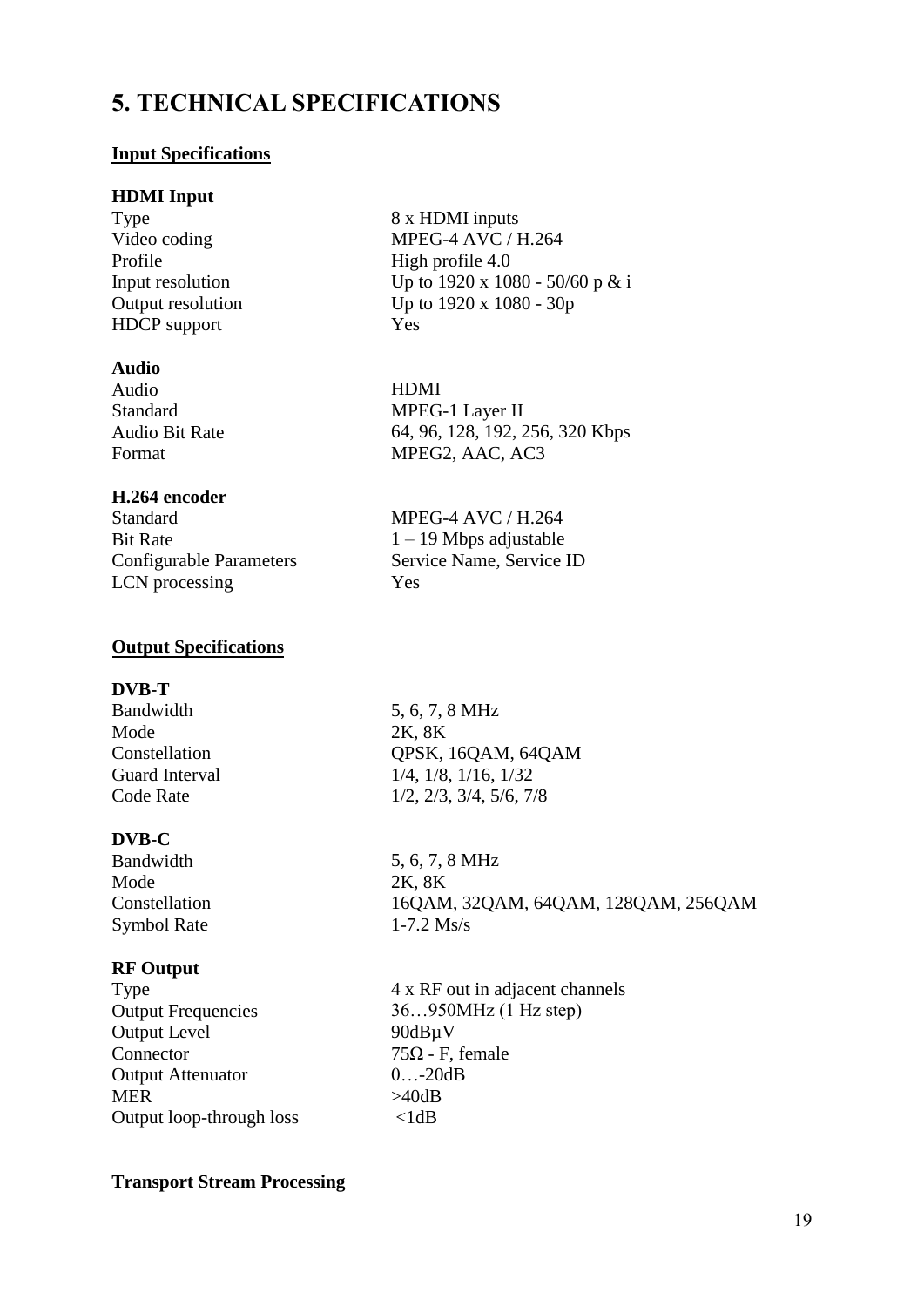# 5. TECHNICAL SPECIFICATIONS

## Input Specifications

### HDMI Input

| | |
|---|---|
| Type | 8 x HDMI inputs |
| Video coding | MPEG-4 AVC / H.264 |
| Profile | High profile 4.0 |
| Input resolution | Up to 1920 x 1080 - 50/60 p & i |
| Output resolution | Up to 1920 x 1080 - 30p |
| HDCP support | Yes |

### Audio

| | |
|---|---|
| Audio | HDMI |
| Standard | MPEG-1 Layer II |
| Audio Bit Rate | 64, 96, 128, 192, 256, 320 Kbps |
| Format | MPEG2, AAC, AC3 |

### H.264 encoder

| | |
|---|---|
| Standard | MPEG-4 AVC / H.264 |
| Bit Rate | 1 – 19 Mbps adjustable |
| Configurable Parameters | Service Name, Service ID |
| LCN processing | Yes |

## Output Specifications

### DVB-T

| | |
|---|---|
| Bandwidth | 5, 6, 7, 8 MHz |
| Mode | 2K, 8K |
| Constellation | QPSK, 16QAM, 64QAM |
| Guard Interval | 1/4, 1/8, 1/16, 1/32 |
| Code Rate | 1/2, 2/3, 3/4, 5/6, 7/8 |

### DVB-C

| | |
|---|---|
| Bandwidth | 5, 6, 7, 8 MHz |
| Mode | 2K, 8K |
| Constellation | 16QAM, 32QAM, 64QAM, 128QAM, 256QAM |
| Symbol Rate | 1-7.2 Ms/s |

### RF Output

| | |
|---|---|
| Type | 4 x RF out in adjacent channels |
| Output Frequencies | 36…950MHz (1 Hz step) |
| Output Level | 90dBµV |
| Connector | 75Ω - F, female |
| Output Attenuator | 0…-20dB |
| MER | >40dB |
| Output loop-through loss | <1dB |

**Transport Stream Processing**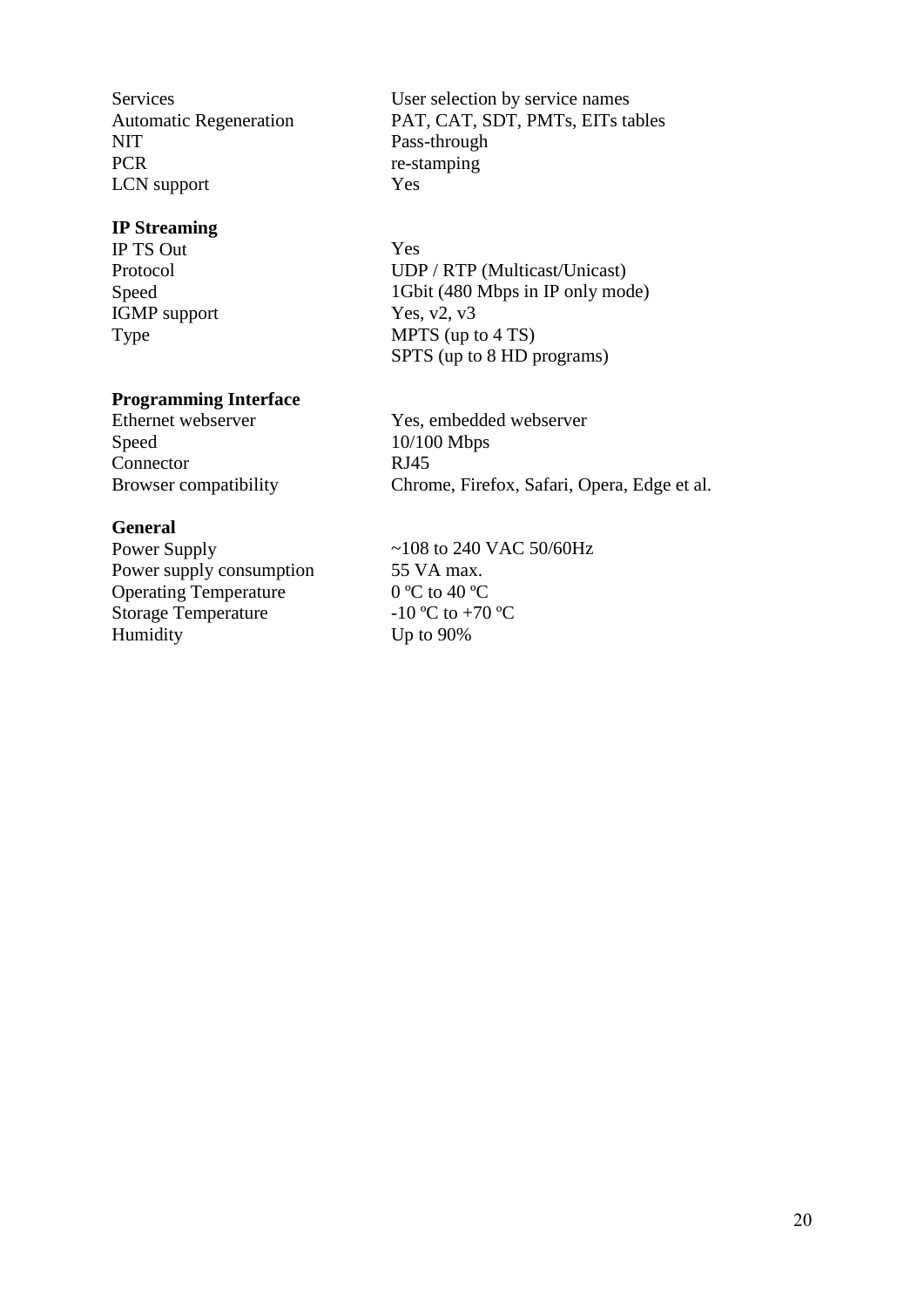| | |
|---|---|
| Services | User selection by service names |
| Automatic Regeneration | PAT, CAT, SDT, PMTs, EITs tables |
| NIT | Pass-through |
| PCR | re-stamping |
| LCN support | Yes |

**IP Streaming**

| | |
|---|---|
| IP TS Out | Yes |
| Protocol | UDP / RTP (Multicast/Unicast) |
| Speed | 1Gbit (480 Mbps in IP only mode) |
| IGMP support | Yes, v2, v3 |
| Type | MPTS (up to 4 TS) |
| | SPTS (up to 8 HD programs) |

**Programming Interface**

| | |
|---|---|
| Ethernet webserver | Yes, embedded webserver |
| Speed | 10/100 Mbps |
| Connector | RJ45 |
| Browser compatibility | Chrome, Firefox, Safari, Opera, Edge et al. |

**General**

| | |
|---|---|
| Power Supply | ~108 to 240 VAC 50/60Hz |
| Power supply consumption | 55 VA max. |
| Operating Temperature | 0 ºC to 40 ºC |
| Storage Temperature | -10 ºC to +70 ºC |
| Humidity | Up to 90% |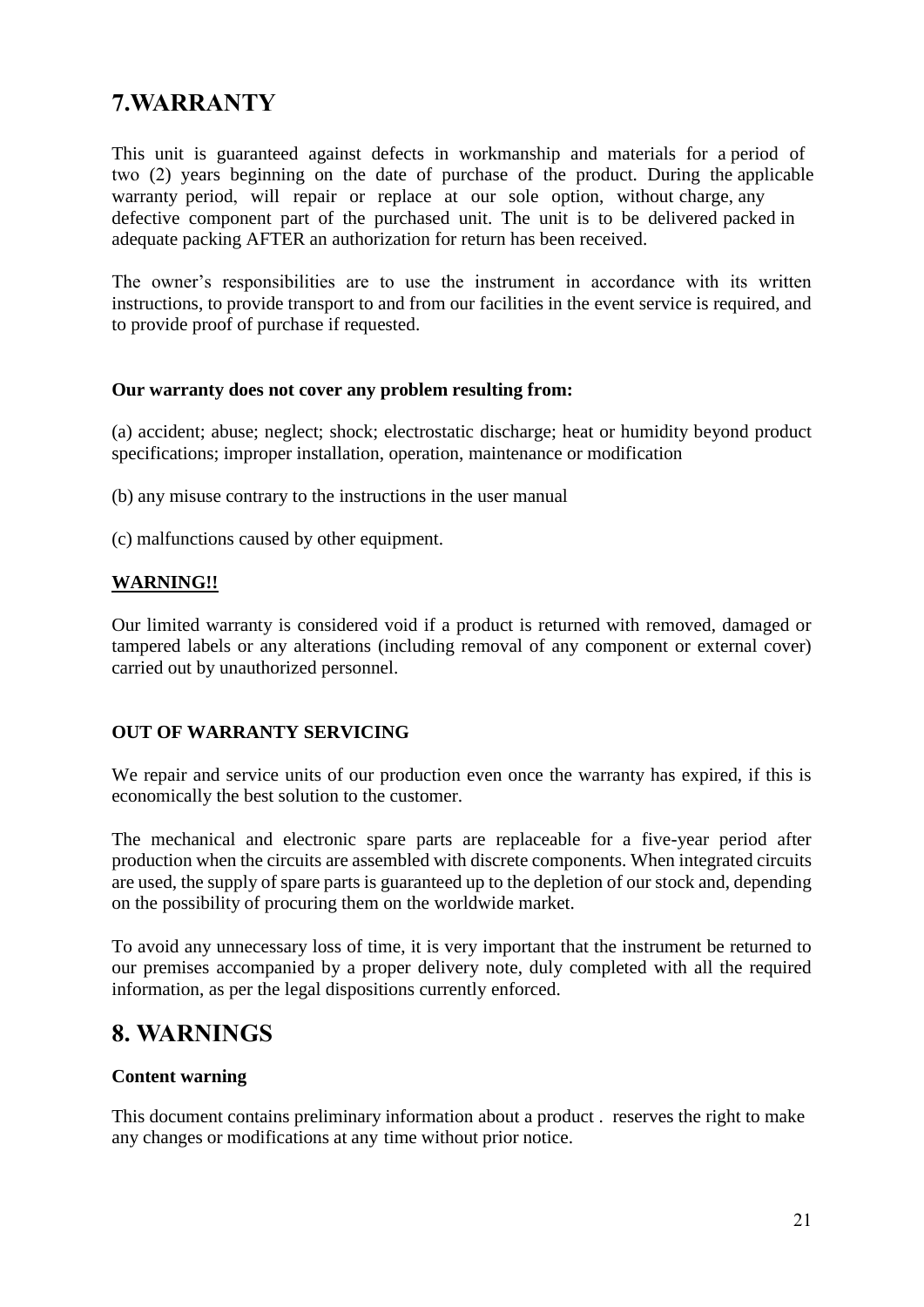# 7.WARRANTY

This unit is guaranteed against defects in workmanship and materials for a period of two (2) years beginning on the date of purchase of the product. During the applicable warranty period, will repair or replace at our sole option, without charge, any defective component part of the purchased unit. The unit is to be delivered packed in adequate packing AFTER an authorization for return has been received.

The owner's responsibilities are to use the instrument in accordance with its written instructions, to provide transport to and from our facilities in the event service is required, and to provide proof of purchase if requested.

**Our warranty does not cover any problem resulting from:**

(a) accident; abuse; neglect; shock; electrostatic discharge; heat or humidity beyond product specifications; improper installation, operation, maintenance or modification

(b) any misuse contrary to the instructions in the user manual

(c) malfunctions caused by other equipment.

**WARNING!!**

Our limited warranty is considered void if a product is returned with removed, damaged or tampered labels or any alterations (including removal of any component or external cover) carried out by unauthorized personnel.

**OUT OF WARRANTY SERVICING**

We repair and service units of our production even once the warranty has expired, if this is economically the best solution to the customer.

The mechanical and electronic spare parts are replaceable for a five-year period after production when the circuits are assembled with discrete components. When integrated circuits are used, the supply of spare parts is guaranteed up to the depletion of our stock and, depending on the possibility of procuring them on the worldwide market.

To avoid any unnecessary loss of time, it is very important that the instrument be returned to our premises accompanied by a proper delivery note, duly completed with all the required information, as per the legal dispositions currently enforced.

# 8. WARNINGS

**Content warning**

This document contains preliminary information about a product . reserves the right to make any changes or modifications at any time without prior notice.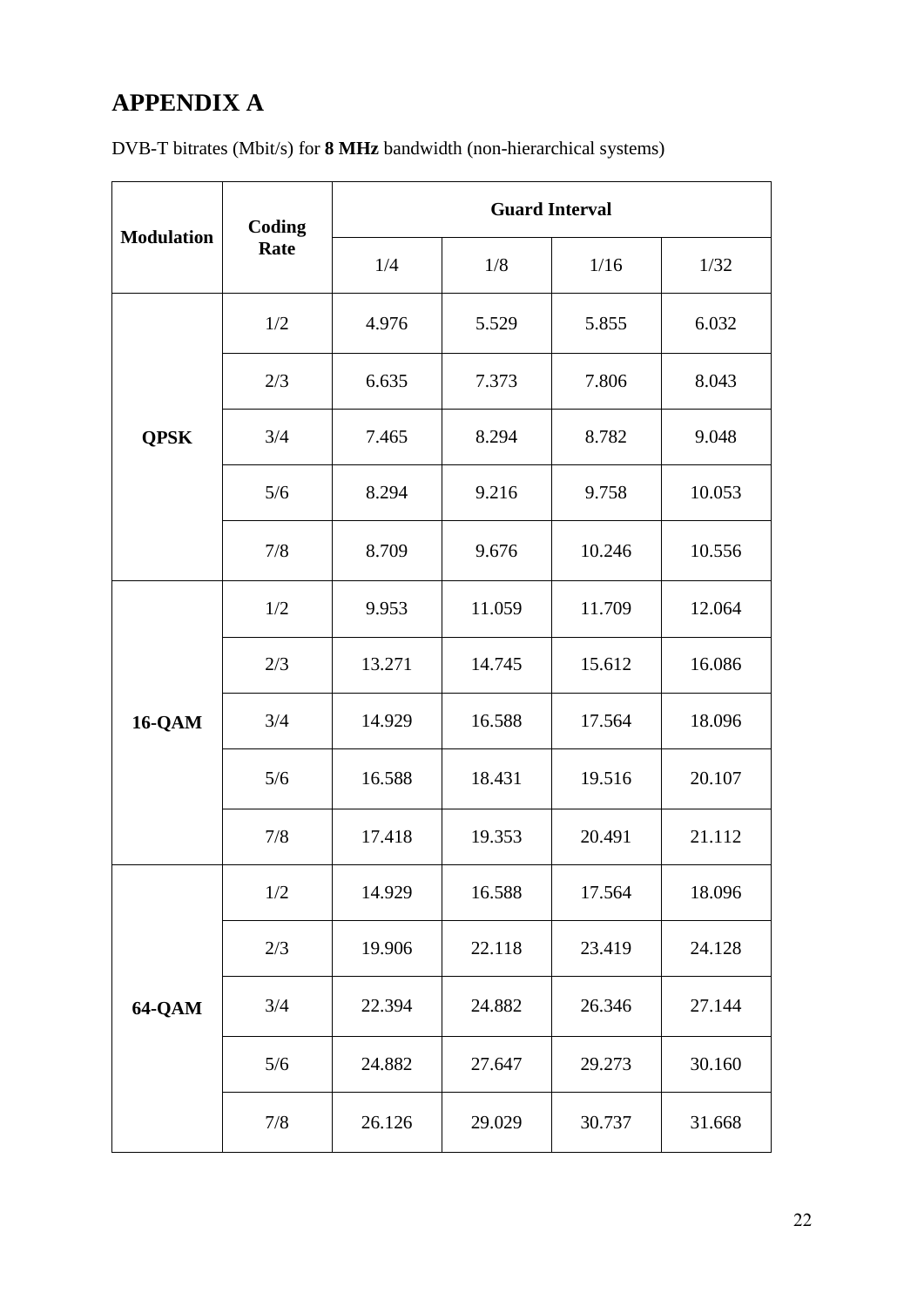# APPENDIX A

DVB-T bitrates (Mbit/s) for **8 MHz** bandwidth (non-hierarchical systems)

| Modulation | Coding Rate | Guard Interval | | | |
|---|---|---|---|---|---|
| | | 1/4 | 1/8 | 1/16 | 1/32 |
| **QPSK** | 1/2 | 4.976 | 5.529 | 5.855 | 6.032 |
| | 2/3 | 6.635 | 7.373 | 7.806 | 8.043 |
| | 3/4 | 7.465 | 8.294 | 8.782 | 9.048 |
| | 5/6 | 8.294 | 9.216 | 9.758 | 10.053 |
| | 7/8 | 8.709 | 9.676 | 10.246 | 10.556 |
| **16-QAM** | 1/2 | 9.953 | 11.059 | 11.709 | 12.064 |
| | 2/3 | 13.271 | 14.745 | 15.612 | 16.086 |
| | 3/4 | 14.929 | 16.588 | 17.564 | 18.096 |
| | 5/6 | 16.588 | 18.431 | 19.516 | 20.107 |
| | 7/8 | 17.418 | 19.353 | 20.491 | 21.112 |
| **64-QAM** | 1/2 | 14.929 | 16.588 | 17.564 | 18.096 |
| | 2/3 | 19.906 | 22.118 | 23.419 | 24.128 |
| | 3/4 | 22.394 | 24.882 | 26.346 | 27.144 |
| | 5/6 | 24.882 | 27.647 | 29.273 | 30.160 |
| | 7/8 | 26.126 | 29.029 | 30.737 | 31.668 |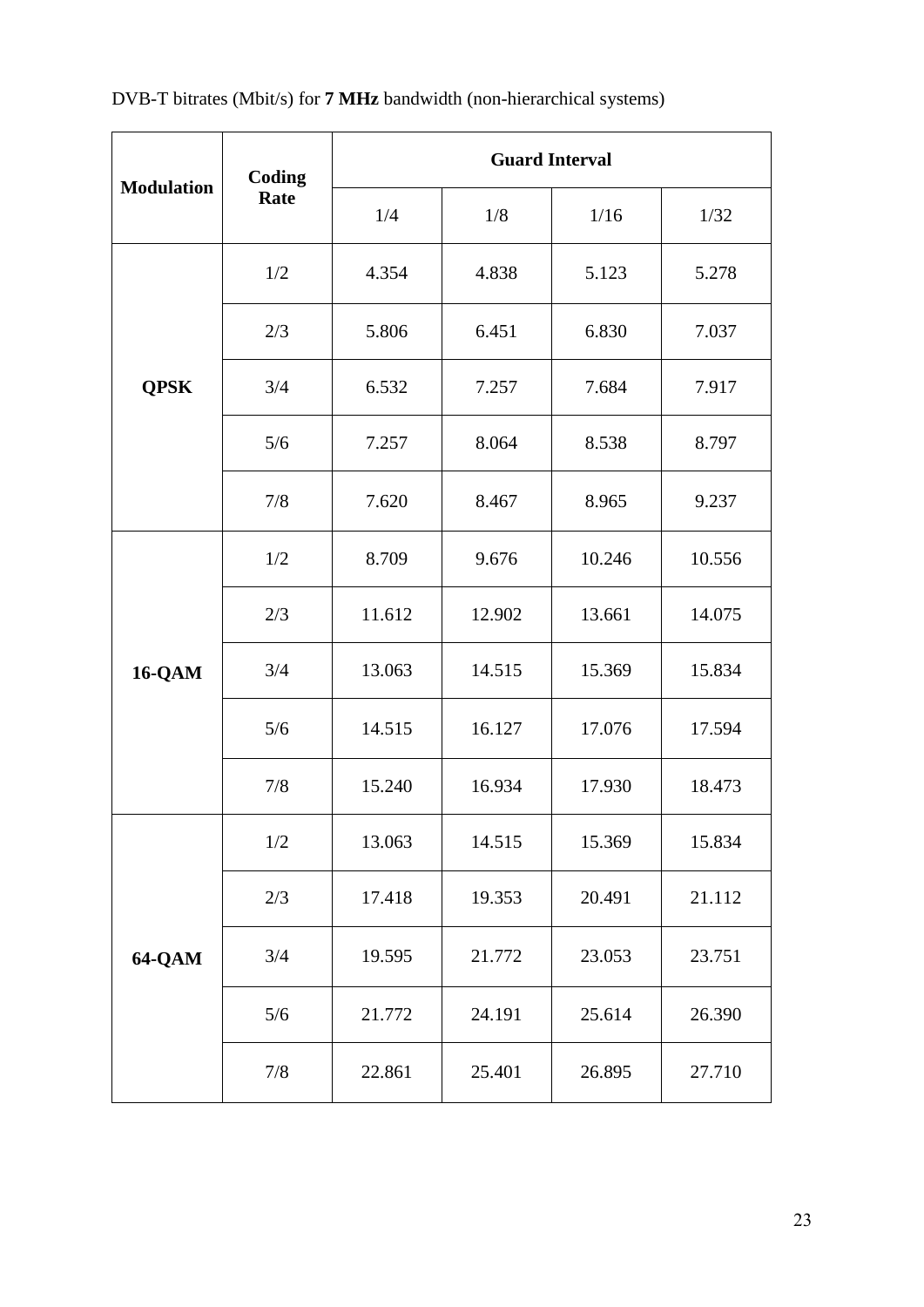DVB-T bitrates (Mbit/s) for **7 MHz** bandwidth (non-hierarchical systems)

| Modulation | Coding Rate | Guard Interval | | | |
|---|---|---|---|---|---|
| | | 1/4 | 1/8 | 1/16 | 1/32 |
| QPSK | 1/2 | 4.354 | 4.838 | 5.123 | 5.278 |
| | 2/3 | 5.806 | 6.451 | 6.830 | 7.037 |
| | 3/4 | 6.532 | 7.257 | 7.684 | 7.917 |
| | 5/6 | 7.257 | 8.064 | 8.538 | 8.797 |
| | 7/8 | 7.620 | 8.467 | 8.965 | 9.237 |
| 16-QAM | 1/2 | 8.709 | 9.676 | 10.246 | 10.556 |
| | 2/3 | 11.612 | 12.902 | 13.661 | 14.075 |
| | 3/4 | 13.063 | 14.515 | 15.369 | 15.834 |
| | 5/6 | 14.515 | 16.127 | 17.076 | 17.594 |
| | 7/8 | 15.240 | 16.934 | 17.930 | 18.473 |
| 64-QAM | 1/2 | 13.063 | 14.515 | 15.369 | 15.834 |
| | 2/3 | 17.418 | 19.353 | 20.491 | 21.112 |
| | 3/4 | 19.595 | 21.772 | 23.053 | 23.751 |
| | 5/6 | 21.772 | 24.191 | 25.614 | 26.390 |
| | 7/8 | 22.861 | 25.401 | 26.895 | 27.710 |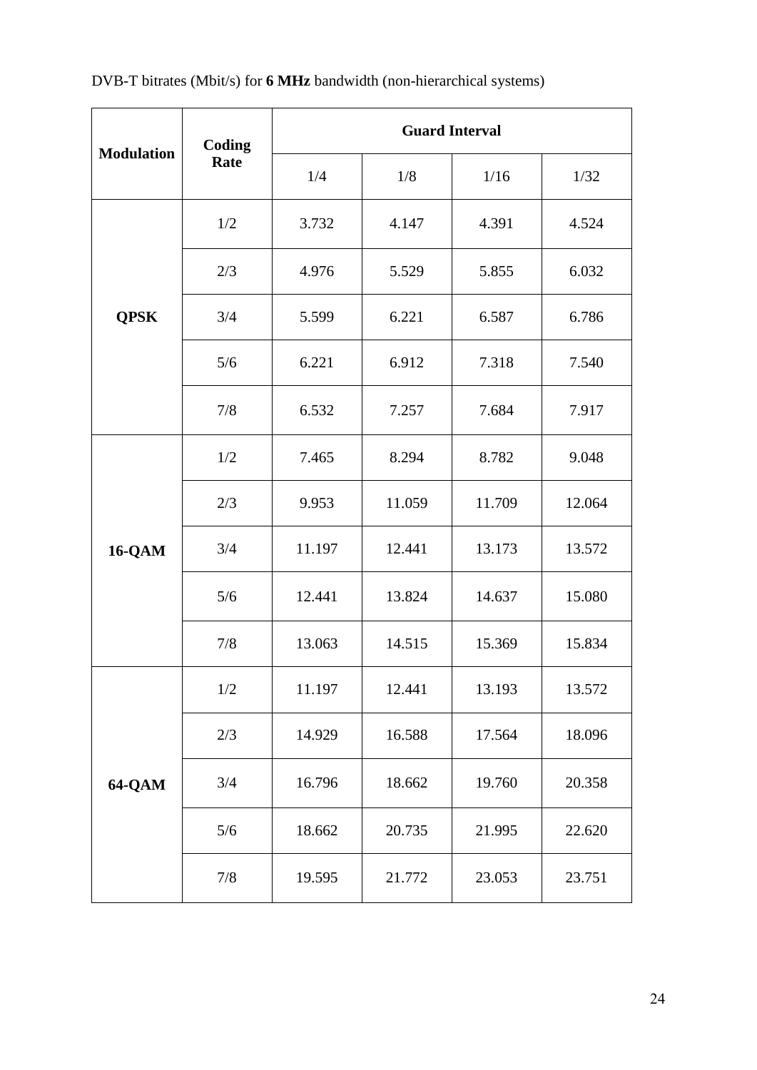DVB-T bitrates (Mbit/s) for **6 MHz** bandwidth (non-hierarchical systems)

| Modulation | Coding Rate | Guard Interval | | | |
|---|---|---|---|---|---|
| | | 1/4 | 1/8 | 1/16 | 1/32 |
| **QPSK** | 1/2 | 3.732 | 4.147 | 4.391 | 4.524 |
| | 2/3 | 4.976 | 5.529 | 5.855 | 6.032 |
| | 3/4 | 5.599 | 6.221 | 6.587 | 6.786 |
| | 5/6 | 6.221 | 6.912 | 7.318 | 7.540 |
| | 7/8 | 6.532 | 7.257 | 7.684 | 7.917 |
| **16-QAM** | 1/2 | 7.465 | 8.294 | 8.782 | 9.048 |
| | 2/3 | 9.953 | 11.059 | 11.709 | 12.064 |
| | 3/4 | 11.197 | 12.441 | 13.173 | 13.572 |
| | 5/6 | 12.441 | 13.824 | 14.637 | 15.080 |
| | 7/8 | 13.063 | 14.515 | 15.369 | 15.834 |
| **64-QAM** | 1/2 | 11.197 | 12.441 | 13.193 | 13.572 |
| | 2/3 | 14.929 | 16.588 | 17.564 | 18.096 |
| | 3/4 | 16.796 | 18.662 | 19.760 | 20.358 |
| | 5/6 | 18.662 | 20.735 | 21.995 | 22.620 |
| | 7/8 | 19.595 | 21.772 | 23.053 | 23.751 |